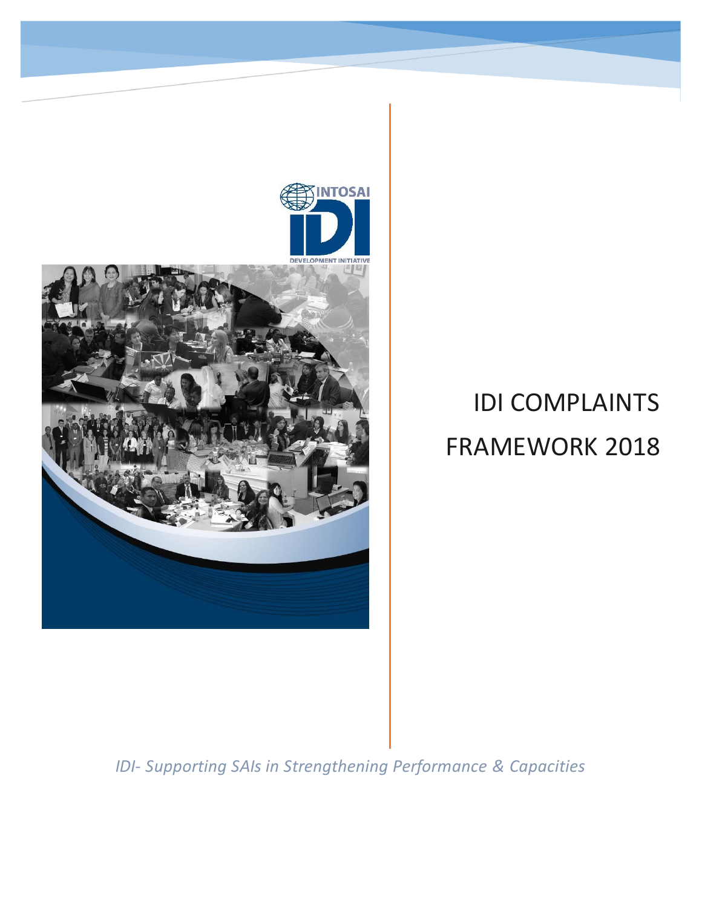# IDI COMPLAINTS FRAMEWORK 2018

*IDI- Supporting SAIs in Strengthening Performance & Capacities*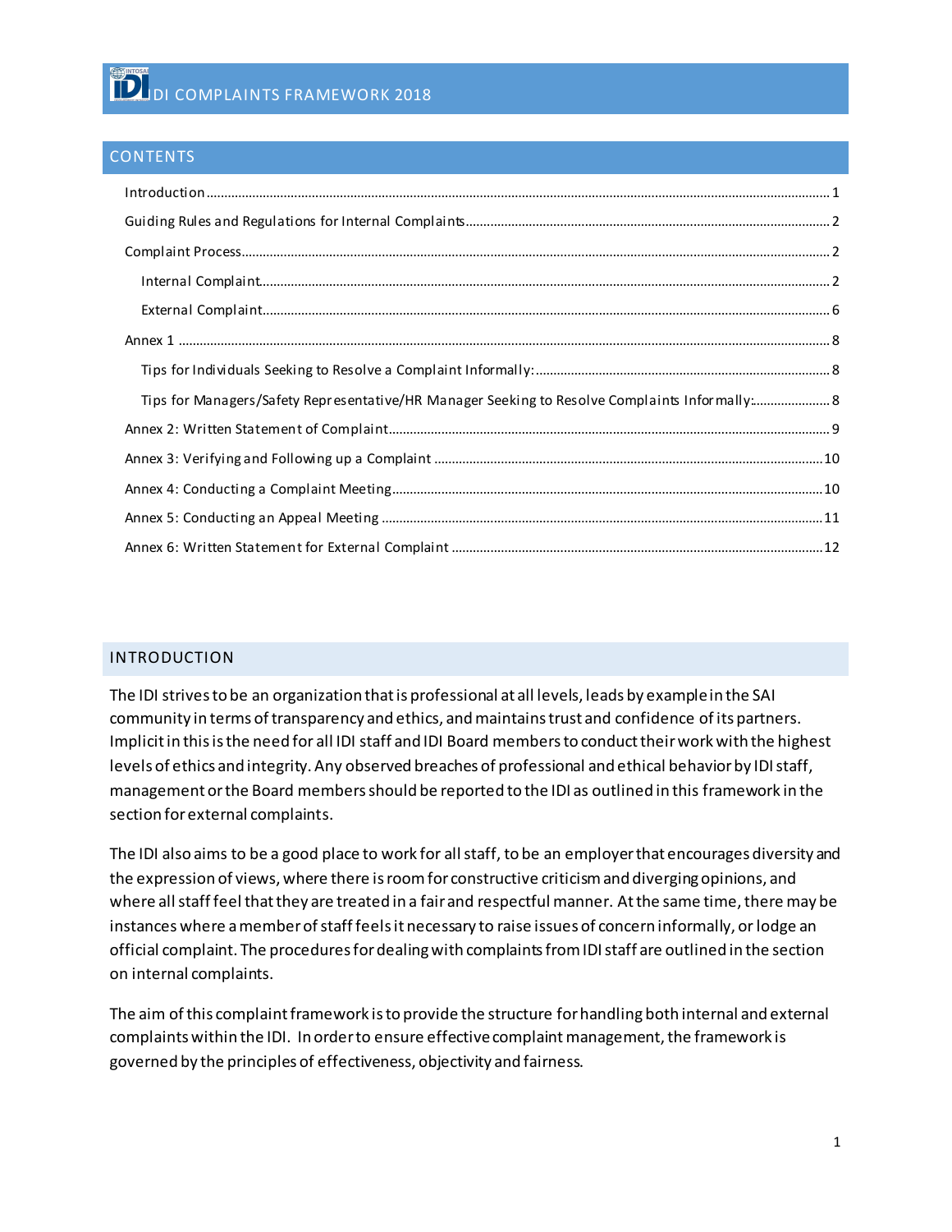# IDI COMPLAINTS FRAMEWORK 2018

## CONTENTS

- Introduction ..... 1
- Guiding Rules and Regulations for Internal Complaints ..... 2
- Complaint Process ..... 2
  - Internal Complaint ..... 2
  - External Complaint ..... 6
- Annex 1 ..... 8
  - Tips for Individuals Seeking to Resolve a Complaint Informally: ..... 8
  - Tips for Managers/Safety Representative/HR Manager Seeking to Resolve Complaints Informally: ..... 8
- Annex 2: Written Statement of Complaint ..... 9
- Annex 3: Verifying and Following up a Complaint ..... 10
- Annex 4: Conducting a Complaint Meeting ..... 10
- Annex 5: Conducting an Appeal Meeting ..... 11
- Annex 6: Written Statement for External Complaint ..... 12

## INTRODUCTION

The IDI strives to be an organization that is professional at all levels, leads by example in the SAI community in terms of transparency and ethics, and maintains trust and confidence of its partners. Implicit in this is the need for all IDI staff and IDI Board members to conduct their work with the highest levels of ethics and integrity. Any observed breaches of professional and ethical behavior by IDI staff, management or the Board members should be reported to the IDI as outlined in this framework in the section for external complaints.

The IDI also aims to be a good place to work for all staff, to be an employer that encourages diversity and the expression of views, where there is room for constructive criticism and diverging opinions, and where all staff feel that they are treated in a fair and respectful manner. At the same time, there may be instances where a member of staff feels it necessary to raise issues of concern informally, or lodge an official complaint. The procedures for dealing with complaints from IDI staff are outlined in the section on internal complaints.

The aim of this complaint framework is to provide the structure for handling both internal and external complaints within the IDI. In order to ensure effective complaint management, the framework is governed by the principles of effectiveness, objectivity and fairness.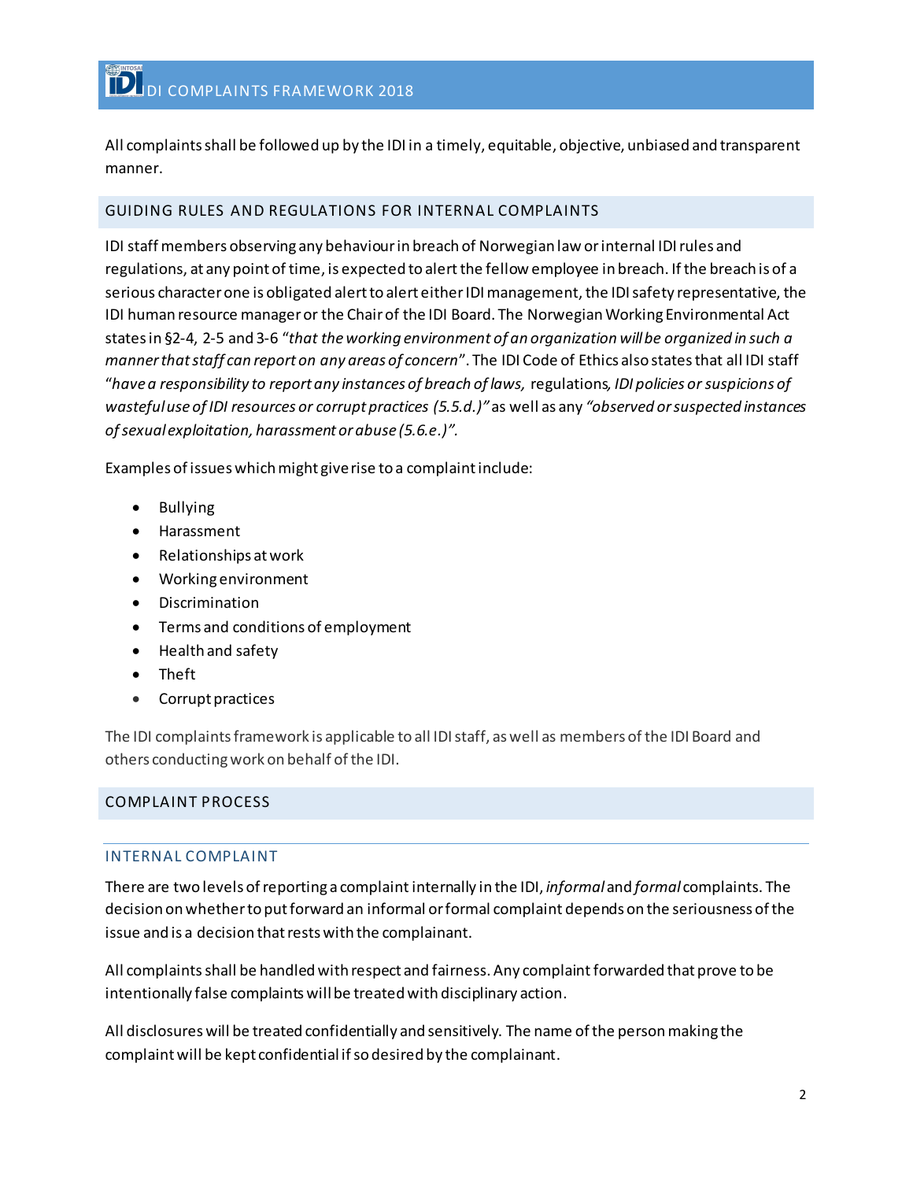All complaints shall be followed up by the IDI in a timely, equitable, objective, unbiased and transparent manner.

## GUIDING RULES AND REGULATIONS FOR INTERNAL COMPLAINTS

IDI staff members observing any behaviour in breach of Norwegian law or internal IDI rules and regulations, at any point of time, is expected to alert the fellow employee in breach. If the breach is of a serious character one is obligated alert to alert either IDI management, the IDI safety representative, the IDI human resource manager or the Chair of the IDI Board. The Norwegian Working Environmental Act states in §2-4, 2-5 and 3-6 *"that the working environment of an organization will be organized in such a manner that staff can report on any areas of concern"*. The IDI Code of Ethics also states that all IDI staff "*have a responsibility to report any instances of breach of laws,* regulations*, IDI policies or suspicions of wasteful use of IDI resources or corrupt practices (5.5.d.)"* as well as any *"observed or suspected instances of sexual exploitation, harassment or abuse (5.6.e.)".*

Examples of issues which might give rise to a complaint include:

- Bullying
- Harassment
- Relationships at work
- Working environment
- Discrimination
- Terms and conditions of employment
- Health and safety
- Theft
- Corrupt practices

The IDI complaints framework is applicable to all IDI staff, as well as members of the IDI Board and others conducting work on behalf of the IDI.

## COMPLAINT PROCESS

### INTERNAL COMPLAINT

There are two levels of reporting a complaint internally in the IDI, *informal* and *formal* complaints. The decision on whether to put forward an informal or formal complaint depends on the seriousness of the issue and is a decision that rests with the complainant.

All complaints shall be handled with respect and fairness. Any complaint forwarded that prove to be intentionally false complaints will be treated with disciplinary action.

All disclosures will be treated confidentially and sensitively. The name of the person making the complaint will be kept confidential if so desired by the complainant.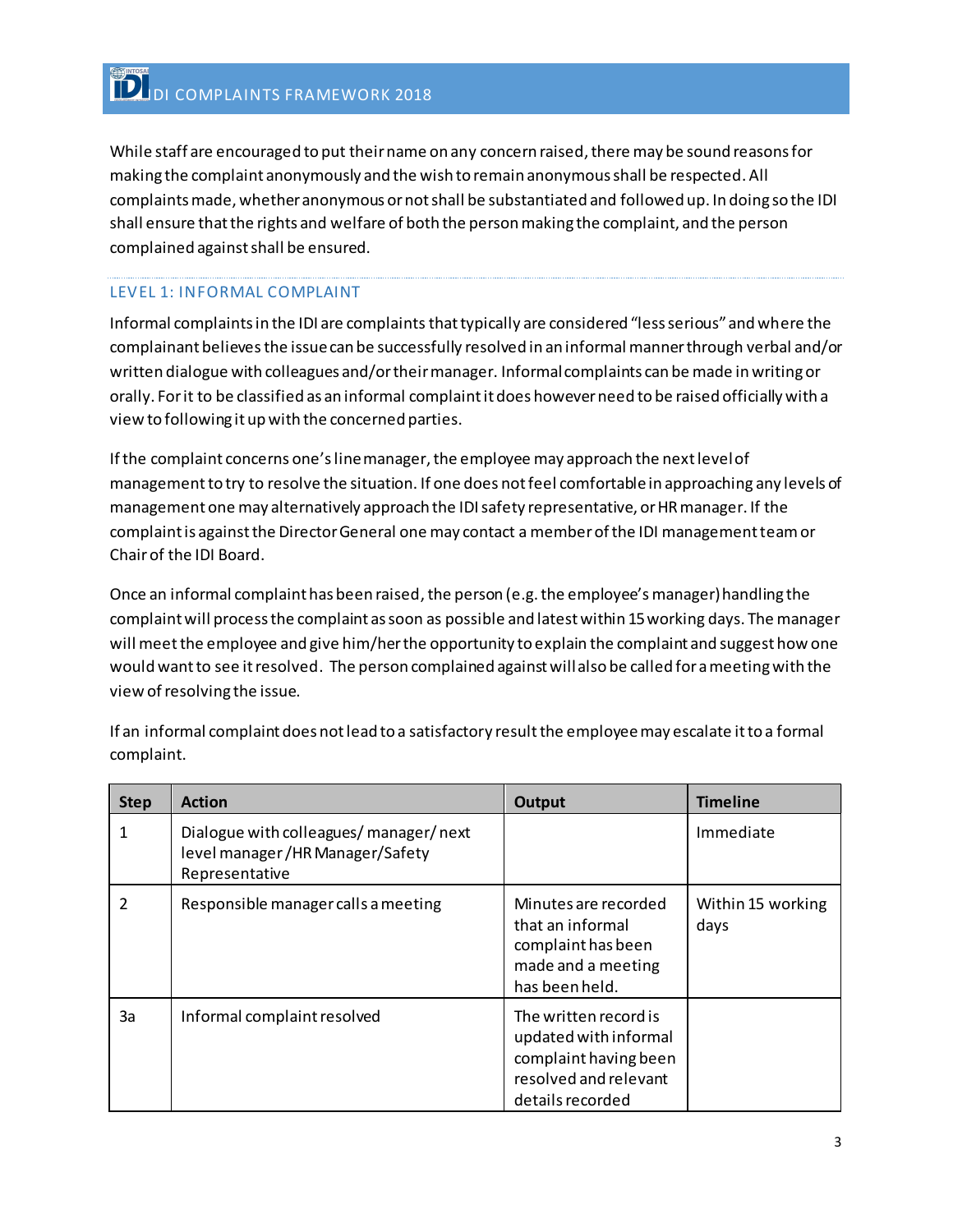While staff are encouraged to put their name on any concern raised, there may be sound reasons for making the complaint anonymously and the wish to remain anonymous shall be respected. All complaints made, whether anonymous or not shall be substantiated and followed up. In doing so the IDI shall ensure that the rights and welfare of both the person making the complaint, and the person complained against shall be ensured.

## LEVEL 1: INFORMAL COMPLAINT

Informal complaints in the IDI are complaints that typically are considered "less serious" and where the complainant believes the issue can be successfully resolved in an informal manner through verbal and/or written dialogue with colleagues and/or their manager. Informal complaints can be made in writing or orally. For it to be classified as an informal complaint it does however need to be raised officially with a view to following it up with the concerned parties.

If the complaint concerns one's line manager, the employee may approach the next level of management to try to resolve the situation. If one does not feel comfortable in approaching any levels of management one may alternatively approach the IDI safety representative, or HR manager. If the complaint is against the Director General one may contact a member of the IDI management team or Chair of the IDI Board.

Once an informal complaint has been raised, the person (e.g. the employee's manager) handling the complaint will process the complaint as soon as possible and latest within 15 working days. The manager will meet the employee and give him/her the opportunity to explain the complaint and suggest how one would want to see it resolved. The person complained against will also be called for a meeting with the view of resolving the issue.

If an informal complaint does not lead to a satisfactory result the employee may escalate it to a formal complaint.

| Step | Action | Output | Timeline |
| --- | --- | --- | --- |
| 1 | Dialogue with colleagues/ manager/ next level manager /HR Manager/Safety Representative | | Immediate |
| 2 | Responsible manager calls a meeting | Minutes are recorded that an informal complaint has been made and a meeting has been held. | Within 15 working days |
| 3a | Informal complaint resolved | The written record is updated with informal complaint having been resolved and relevant details recorded | |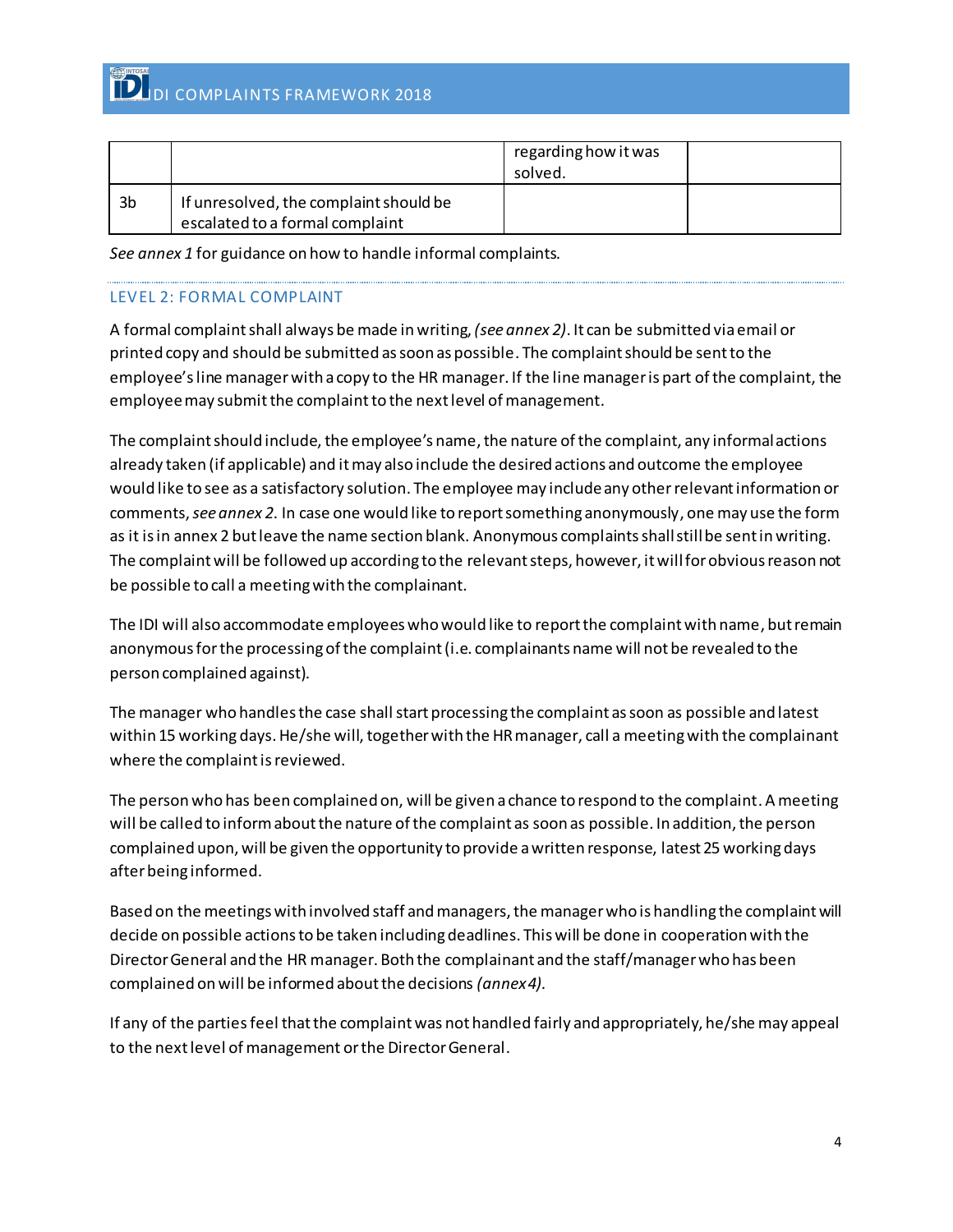|  |  | regarding how it was solved. |  |
|---|---|---|---|
| 3b | If unresolved, the complaint should be escalated to a formal complaint |  |  |

*See annex 1* for guidance on how to handle informal complaints.

## LEVEL 2: FORMAL COMPLAINT

A formal complaint shall always be made in writing, *(see annex 2)*. It can be submitted via email or printed copy and should be submitted as soon as possible. The complaint should be sent to the employee's line manager with a copy to the HR manager. If the line manager is part of the complaint, the employee may submit the complaint to the next level of management.

The complaint should include, the employee's name, the nature of the complaint, any informal actions already taken (if applicable) and it may also include the desired actions and outcome the employee would like to see as a satisfactory solution. The employee may include any other relevant information or comments, *see annex 2.* In case one would like to report something anonymously, one may use the form as it is in annex 2 but leave the name section blank. Anonymous complaints shall still be sent in writing. The complaint will be followed up according to the relevant steps, however, it will for obvious reason not be possible to call a meeting with the complainant.

The IDI will also accommodate employees who would like to report the complaint with name, but remain anonymous for the processing of the complaint (i.e. complainants name will not be revealed to the person complained against).

The manager who handles the case shall start processing the complaint as soon as possible and latest within 15 working days. He/she will, together with the HR manager, call a meeting with the complainant where the complaint is reviewed.

The person who has been complained on, will be given a chance to respond to the complaint. A meeting will be called to inform about the nature of the complaint as soon as possible. In addition, the person complained upon, will be given the opportunity to provide a written response, latest 25 working days after being informed.

Based on the meetings with involved staff and managers, the manager who is handling the complaint will decide on possible actions to be taken including deadlines. This will be done in cooperation with the Director General and the HR manager. Both the complainant and the staff/manager who has been complained on will be informed about the decisions *(annex 4).*

If any of the parties feel that the complaint was not handled fairly and appropriately, he/she may appeal to the next level of management or the Director General.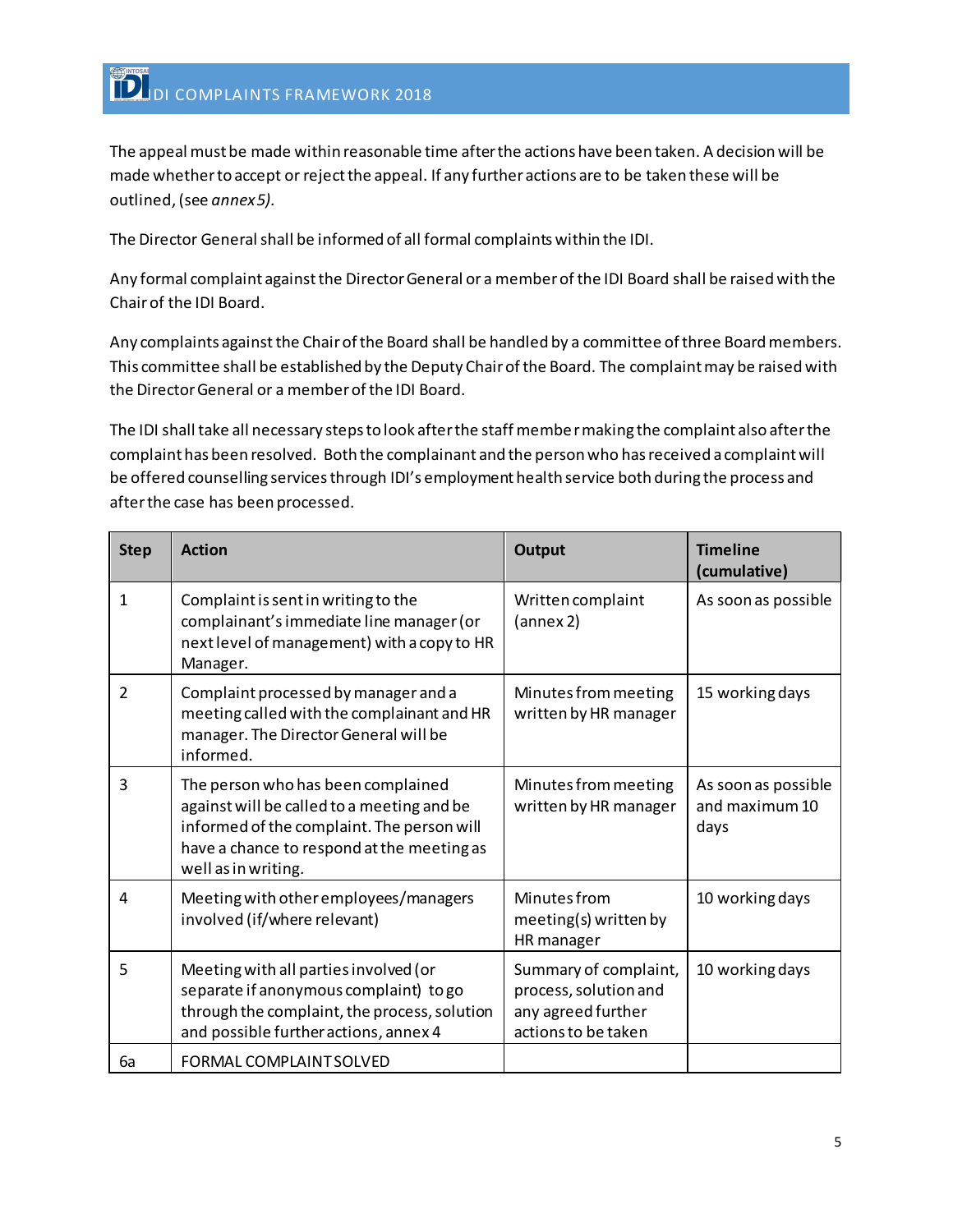The appeal must be made within reasonable time after the actions have been taken. A decision will be made whether to accept or reject the appeal. If any further actions are to be taken these will be outlined, (see *annex 5).*

The Director General shall be informed of all formal complaints within the IDI.

Any formal complaint against the Director General or a member of the IDI Board shall be raised with the Chair of the IDI Board.

Any complaints against the Chair of the Board shall be handled by a committee of three Board members. This committee shall be established by the Deputy Chair of the Board. The complaint may be raised with the Director General or a member of the IDI Board.

The IDI shall take all necessary steps to look after the staff member making the complaint also after the complaint has been resolved. Both the complainant and the person who has received a complaint will be offered counselling services through IDI's employment health service both during the process and after the case has been processed.

| Step | Action | Output | Timeline (cumulative) |
|---|---|---|---|
| 1 | Complaint is sent in writing to the complainant's immediate line manager (or next level of management) with a copy to HR Manager. | Written complaint (annex 2) | As soon as possible |
| 2 | Complaint processed by manager and a meeting called with the complainant and HR manager. The Director General will be informed. | Minutes from meeting written by HR manager | 15 working days |
| 3 | The person who has been complained against will be called to a meeting and be informed of the complaint. The person will have a chance to respond at the meeting as well as in writing. | Minutes from meeting written by HR manager | As soon as possible and maximum 10 days |
| 4 | Meeting with other employees/managers involved (if/where relevant) | Minutes from meeting(s) written by HR manager | 10 working days |
| 5 | Meeting with all parties involved (or separate if anonymous complaint) to go through the complaint, the process, solution and possible further actions, annex 4 | Summary of complaint, process, solution and any agreed further actions to be taken | 10 working days |
| 6a | FORMAL COMPLAINT SOLVED | | |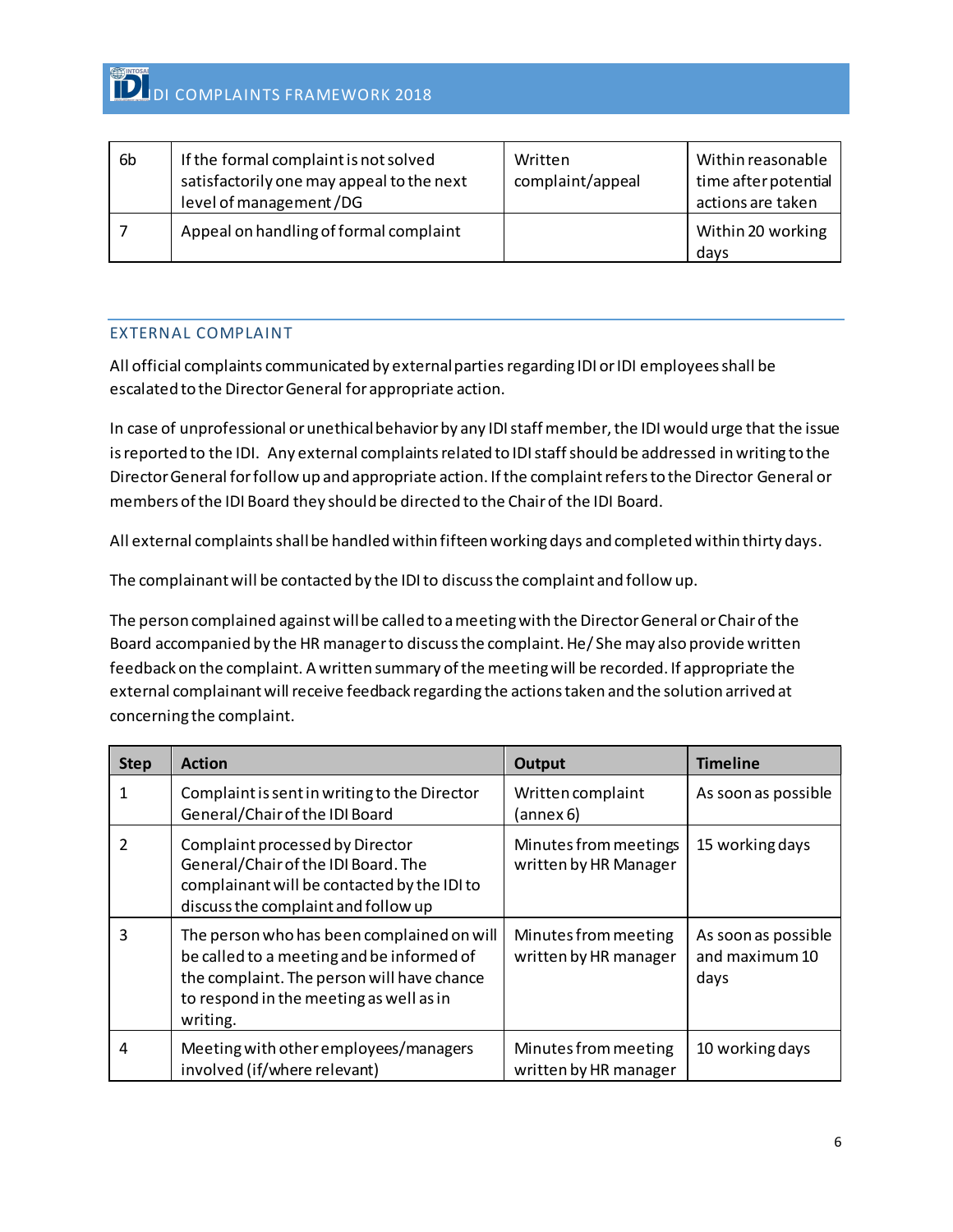| | | | |
|---|---|---|---|
| 6b | If the formal complaint is not solved satisfactorily one may appeal to the next level of management /DG | Written complaint/appeal | Within reasonable time after potential actions are taken |
| 7 | Appeal on handling of formal complaint | | Within 20 working days |

## EXTERNAL COMPLAINT

All official complaints communicated by external parties regarding IDI or IDI employees shall be escalated to the Director General for appropriate action.

In case of unprofessional or unethical behavior by any IDI staff member, the IDI would urge that the issue is reported to the IDI. Any external complaints related to IDI staff should be addressed in writing to the Director General for follow up and appropriate action. If the complaint refers to the Director General or members of the IDI Board they should be directed to the Chair of the IDI Board.

All external complaints shall be handled within fifteen working days and completed within thirty days.

The complainant will be contacted by the IDI to discuss the complaint and follow up.

The person complained against will be called to a meeting with the Director General or Chair of the Board accompanied by the HR manager to discuss the complaint. He/ She may also provide written feedback on the complaint. A written summary of the meeting will be recorded. If appropriate the external complainant will receive feedback regarding the actions taken and the solution arrived at concerning the complaint.

| Step | Action | Output | Timeline |
|---|---|---|---|
| 1 | Complaint is sent in writing to the Director General/Chair of the IDI Board | Written complaint (annex 6) | As soon as possible |
| 2 | Complaint processed by Director General/Chair of the IDI Board. The complainant will be contacted by the IDI to discuss the complaint and follow up | Minutes from meetings written by HR Manager | 15 working days |
| 3 | The person who has been complained on will be called to a meeting and be informed of the complaint. The person will have chance to respond in the meeting as well as in writing. | Minutes from meeting written by HR manager | As soon as possible and maximum 10 days |
| 4 | Meeting with other employees/managers involved (if/where relevant) | Minutes from meeting written by HR manager | 10 working days |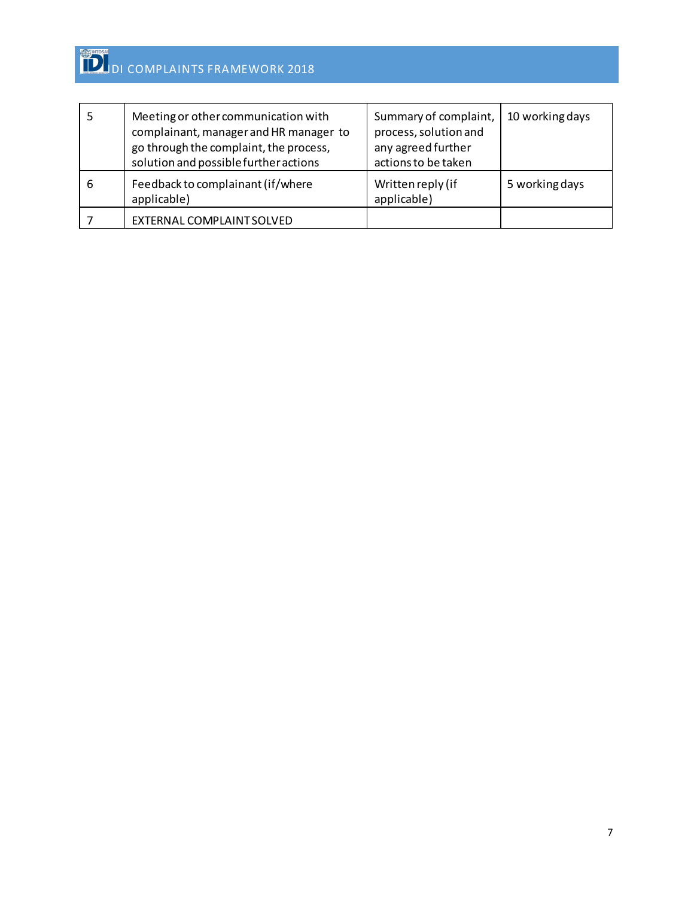| | | | |
|---|---|---|---|
| 5 | Meeting or other communication with complainant, manager and HR manager to go through the complaint, the process, solution and possible further actions | Summary of complaint, process, solution and any agreed further actions to be taken | 10 working days |
| 6 | Feedback to complainant (if/where applicable) | Written reply (if applicable) | 5 working days |
| 7 | EXTERNAL COMPLAINT SOLVED | | |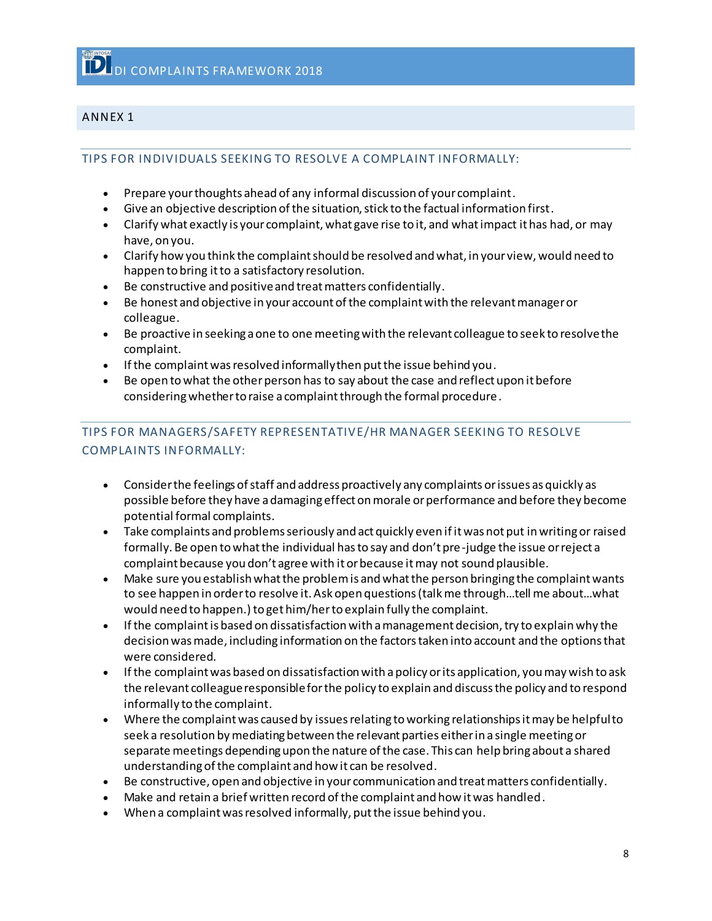## ANNEX 1

### TIPS FOR INDIVIDUALS SEEKING TO RESOLVE A COMPLAINT INFORMALLY:

- Prepare your thoughts ahead of any informal discussion of your complaint.
- Give an objective description of the situation, stick to the factual information first.
- Clarify what exactly is your complaint, what gave rise to it, and what impact it has had, or may have, on you.
- Clarify how you think the complaint should be resolved and what, in your view, would need to happen to bring it to a satisfactory resolution.
- Be constructive and positive and treat matters confidentially.
- Be honest and objective in your account of the complaint with the relevant manager or colleague.
- Be proactive in seeking a one to one meeting with the relevant colleague to seek to resolve the complaint.
- If the complaint was resolved informally then put the issue behind you.
- Be open to what the other person has to say about the case and reflect upon it before considering whether to raise a complaint through the formal procedure.

### TIPS FOR MANAGERS/SAFETY REPRESENTATIVE/HR MANAGER SEEKING TO RESOLVE COMPLAINTS INFORMALLY:

- Consider the feelings of staff and address proactively any complaints or issues as quickly as possible before they have a damaging effect on morale or performance and before they become potential formal complaints.
- Take complaints and problems seriously and act quickly even if it was not put in writing or raised formally. Be open to what the individual has to say and don't pre-judge the issue or reject a complaint because you don't agree with it or because it may not sound plausible.
- Make sure you establish what the problem is and what the person bringing the complaint wants to see happen in order to resolve it. Ask open questions (talk me through…tell me about…what would need to happen.) to get him/her to explain fully the complaint.
- If the complaint is based on dissatisfaction with a management decision, try to explain why the decision was made, including information on the factors taken into account and the options that were considered.
- If the complaint was based on dissatisfaction with a policy or its application, you may wish to ask the relevant colleague responsible for the policy to explain and discuss the policy and to respond informally to the complaint.
- Where the complaint was caused by issues relating to working relationships it may be helpful to seek a resolution by mediating between the relevant parties either in a single meeting or separate meetings depending upon the nature of the case. This can help bring about a shared understanding of the complaint and how it can be resolved.
- Be constructive, open and objective in your communication and treat matters confidentially.
- Make and retain a brief written record of the complaint and how it was handled.
- When a complaint was resolved informally, put the issue behind you.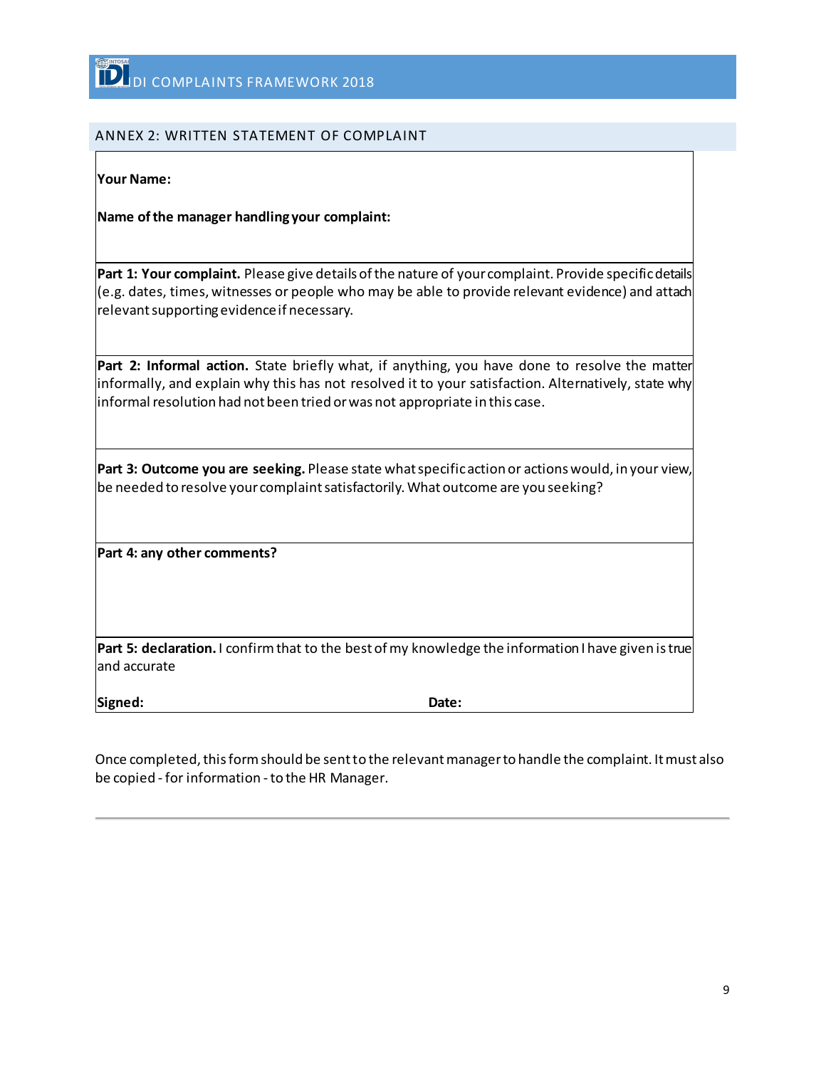## ANNEX 2: WRITTEN STATEMENT OF COMPLAINT

**Your Name:**

**Name of the manager handling your complaint:**

**Part 1: Your complaint.** Please give details of the nature of your complaint. Provide specific details (e.g. dates, times, witnesses or people who may be able to provide relevant evidence) and attach relevant supporting evidence if necessary.

**Part 2: Informal action.** State briefly what, if anything, you have done to resolve the matter informally, and explain why this has not resolved it to your satisfaction. Alternatively, state why informal resolution had not been tried or was not appropriate in this case.

**Part 3: Outcome you are seeking.** Please state what specific action or actions would, in your view, be needed to resolve your complaint satisfactorily. What outcome are you seeking?

**Part 4: any other comments?**

**Part 5: declaration.** I confirm that to the best of my knowledge the information I have given is true and accurate

**Signed:** **Date:**

Once completed, this form should be sent to the relevant manager to handle the complaint. It must also be copied - for information - to the HR Manager.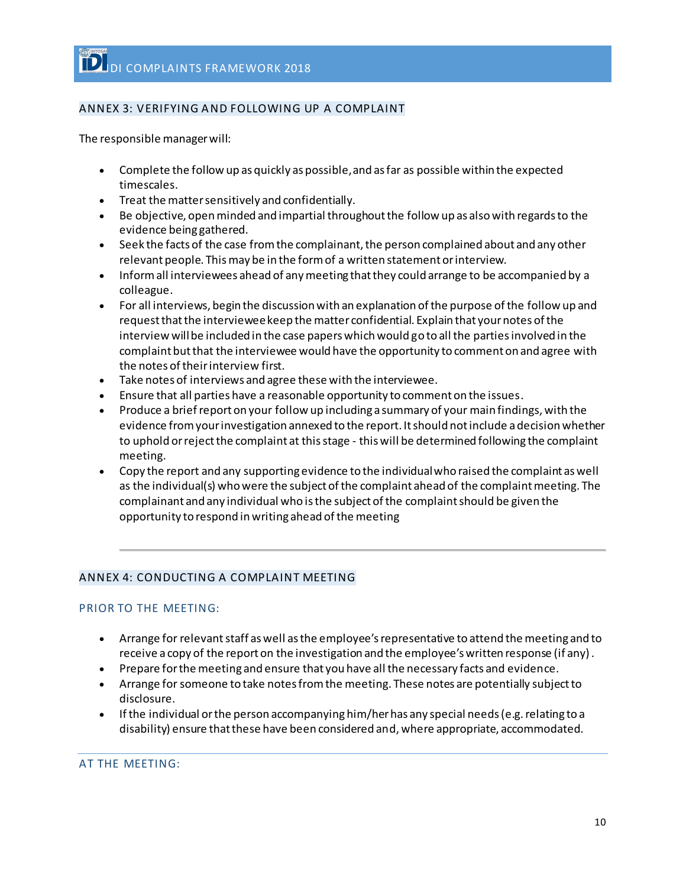## ANNEX 3: VERIFYING AND FOLLOWING UP A COMPLAINT

The responsible manager will:

- Complete the follow up as quickly as possible, and as far as possible within the expected timescales.
- Treat the matter sensitively and confidentially.
- Be objective, open minded and impartial throughout the follow up as also with regards to the evidence being gathered.
- Seek the facts of the case from the complainant, the person complained about and any other relevant people. This may be in the form of a written statement or interview.
- Inform all interviewees ahead of any meeting that they could arrange to be accompanied by a colleague.
- For all interviews, begin the discussion with an explanation of the purpose of the follow up and request that the interviewee keep the matter confidential. Explain that your notes of the interview will be included in the case papers which would go to all the parties involved in the complaint but that the interviewee would have the opportunity to comment on and agree with the notes of their interview first.
- Take notes of interviews and agree these with the interviewee.
- Ensure that all parties have a reasonable opportunity to comment on the issues.
- Produce a brief report on your follow up including a summary of your main findings, with the evidence from your investigation annexed to the report. It should not include a decision whether to uphold or reject the complaint at this stage - this will be determined following the complaint meeting.
- Copy the report and any supporting evidence to the individual who raised the complaint as well as the individual(s) who were the subject of the complaint ahead of the complaint meeting. The complainant and any individual who is the subject of the complaint should be given the opportunity to respond in writing ahead of the meeting

---

## ANNEX 4: CONDUCTING A COMPLAINT MEETING

### PRIOR TO THE MEETING:

- Arrange for relevant staff as well as the employee's representative to attend the meeting and to receive a copy of the report on the investigation and the employee's written response (if any).
- Prepare for the meeting and ensure that you have all the necessary facts and evidence.
- Arrange for someone to take notes from the meeting. These notes are potentially subject to disclosure.
- If the individual or the person accompanying him/her has any special needs (e.g. relating to a disability) ensure that these have been considered and, where appropriate, accommodated.

### AT THE MEETING: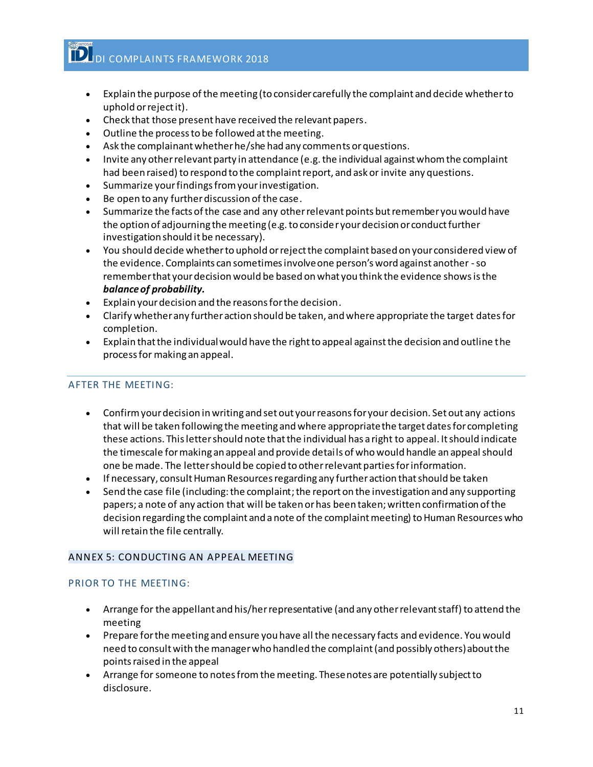- Explain the purpose of the meeting (to consider carefully the complaint and decide whether to uphold or reject it).
- Check that those present have received the relevant papers.
- Outline the process to be followed at the meeting.
- Ask the complainant whether he/she had any comments or questions.
- Invite any other relevant party in attendance (e.g. the individual against whom the complaint had been raised) to respond to the complaint report, and ask or invite any questions.
- Summarize your findings from your investigation.
- Be open to any further discussion of the case.
- Summarize the facts of the case and any other relevant points but remember you would have the option of adjourning the meeting (e.g. to consider your decision or conduct further investigation should it be necessary).
- You should decide whether to uphold or reject the complaint based on your considered view of the evidence. Complaints can sometimes involve one person's word against another - so remember that your decision would be based on what you think the evidence shows is the ***balance of probability.***
- Explain your decision and the reasons for the decision.
- Clarify whether any further action should be taken, and where appropriate the target dates for completion.
- Explain that the individual would have the right to appeal against the decision and outline the process for making an appeal.

---

### AFTER THE MEETING:

- Confirm your decision in writing and set out your reasons for your decision. Set out any actions that will be taken following the meeting and where appropriate the target dates for completing these actions. This letter should note that the individual has a right to appeal. It should indicate the timescale for making an appeal and provide details of who would handle an appeal should one be made. The letter should be copied to other relevant parties for information.
- If necessary, consult Human Resources regarding any further action that should be taken
- Send the case file (including: the complaint; the report on the investigation and any supporting papers; a note of any action that will be taken or has been taken; written confirmation of the decision regarding the complaint and a note of the complaint meeting) to Human Resources who will retain the file centrally.

## ANNEX 5: CONDUCTING AN APPEAL MEETING

### PRIOR TO THE MEETING:

- Arrange for the appellant and his/her representative (and any other relevant staff) to attend the meeting
- Prepare for the meeting and ensure you have all the necessary facts and evidence. You would need to consult with the manager who handled the complaint (and possibly others) about the points raised in the appeal
- Arrange for someone to notes from the meeting. These notes are potentially subject to disclosure.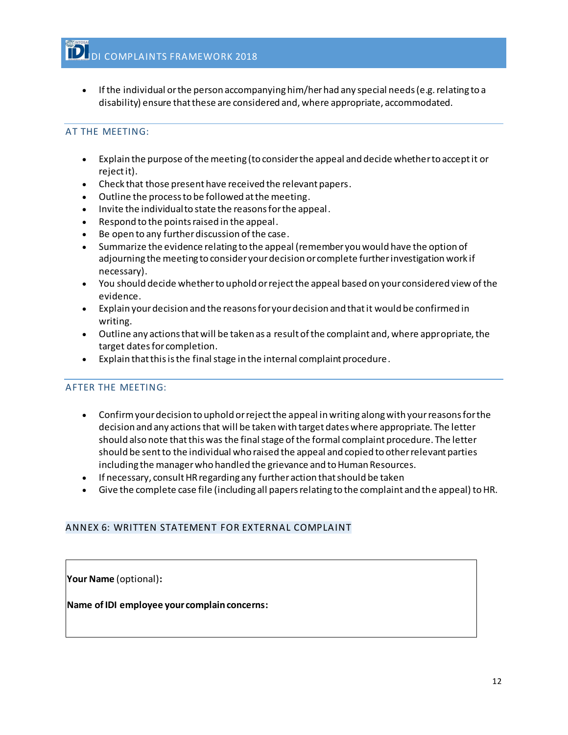- If the individual or the person accompanying him/her had any special needs (e.g. relating to a disability) ensure that these are considered and, where appropriate, accommodated.

### AT THE MEETING:

- Explain the purpose of the meeting (to consider the appeal and decide whether to accept it or reject it).
- Check that those present have received the relevant papers.
- Outline the process to be followed at the meeting.
- Invite the individual to state the reasons for the appeal.
- Respond to the points raised in the appeal.
- Be open to any further discussion of the case.
- Summarize the evidence relating to the appeal (remember you would have the option of adjourning the meeting to consider your decision or complete further investigation work if necessary).
- You should decide whether to uphold or reject the appeal based on your considered view of the evidence.
- Explain your decision and the reasons for your decision and that it would be confirmed in writing.
- Outline any actions that will be taken as a result of the complaint and, where appropriate, the target dates for completion.
- Explain that this is the final stage in the internal complaint procedure.

### AFTER THE MEETING:

- Confirm your decision to uphold or reject the appeal in writing along with your reasons for the decision and any actions that will be taken with target dates where appropriate. The letter should also note that this was the final stage of the formal complaint procedure. The letter should be sent to the individual who raised the appeal and copied to other relevant parties including the manager who handled the grievance and to Human Resources.
- If necessary, consult HR regarding any further action that should be taken
- Give the complete case file (including all papers relating to the complaint and the appeal) to HR.

## ANNEX 6: WRITTEN STATEMENT FOR EXTERNAL COMPLAINT

**Your Name** (optional)**:**

**Name of IDI employee your complain concerns:**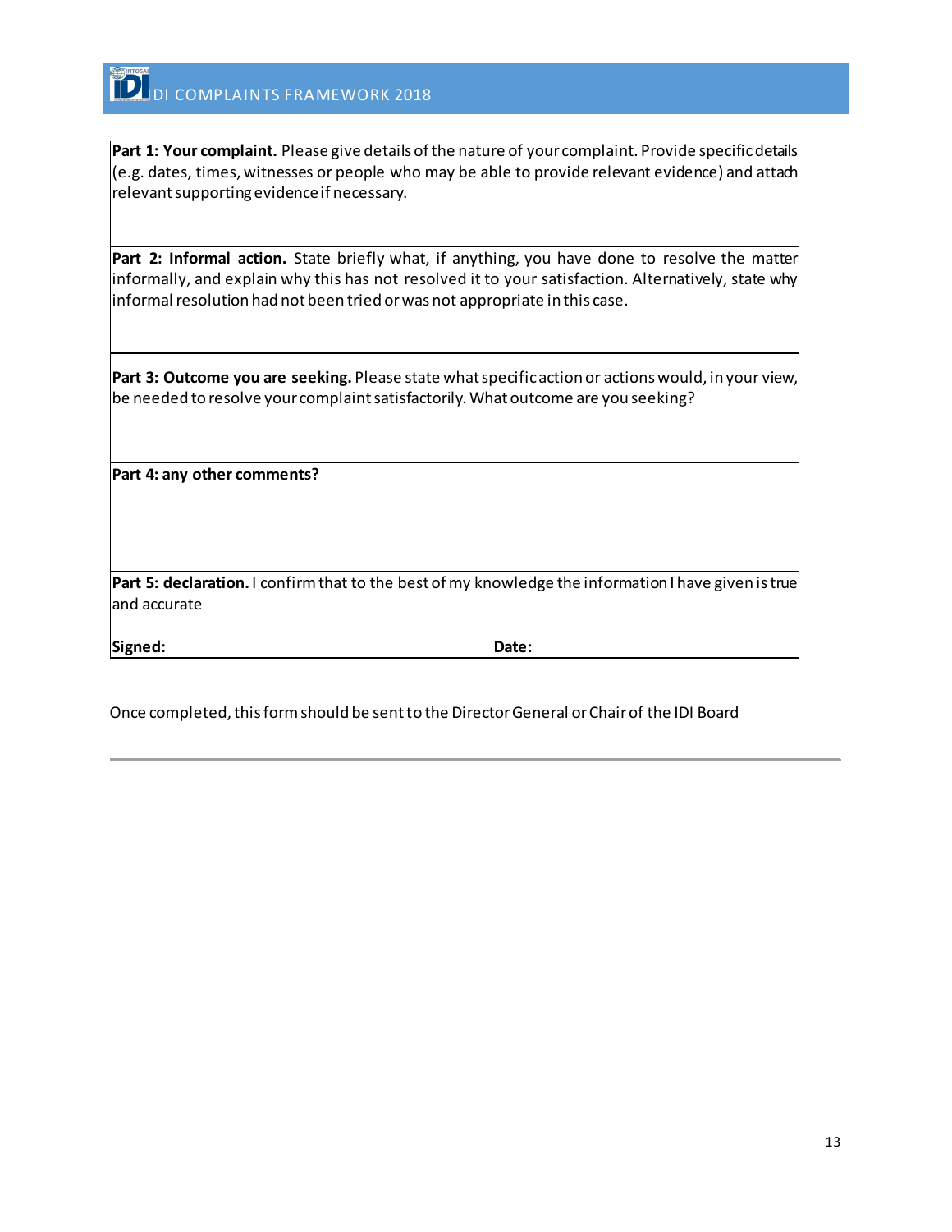**Part 1: Your complaint.** Please give details of the nature of your complaint. Provide specific details (e.g. dates, times, witnesses or people who may be able to provide relevant evidence) and attach relevant supporting evidence if necessary.

**Part 2: Informal action.** State briefly what, if anything, you have done to resolve the matter informally, and explain why this has not resolved it to your satisfaction. Alternatively, state why informal resolution had not been tried or was not appropriate in this case.

**Part 3: Outcome you are seeking.** Please state what specific action or actions would, in your view, be needed to resolve your complaint satisfactorily. What outcome are you seeking?

**Part 4: any other comments?**

**Part 5: declaration.** I confirm that to the best of my knowledge the information I have given is true and accurate

**Signed:** **Date:**

Once completed, this form should be sent to the Director General or Chair of the IDI Board